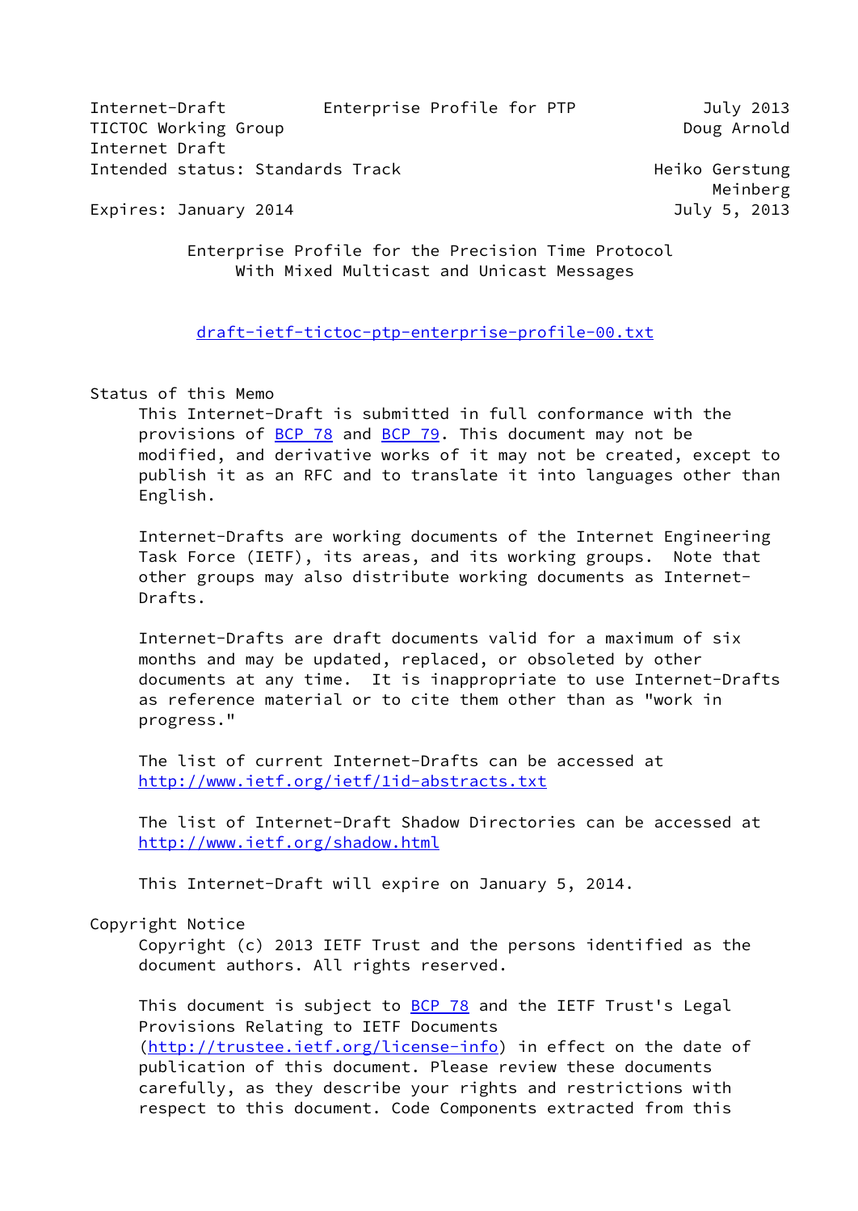Internet-Draft Enterprise Profile for PTP July 2013
TICTOC Working Group Doug Arnold
Internet Draft
Intended status: Standards Track Heiko Gerstung
Meinberg
Expires: January 2014 July 5, 2013

# Enterprise Profile for the Precision Time Protocol With Mixed Multicast and Unicast Messages

draft-ietf-tictoc-ptp-enterprise-profile-00.txt

## Status of this Memo

This Internet-Draft is submitted in full conformance with the provisions of BCP 78 and BCP 79. This document may not be modified, and derivative works of it may not be created, except to publish it as an RFC and to translate it into languages other than English.

Internet-Drafts are working documents of the Internet Engineering Task Force (IETF), its areas, and its working groups. Note that other groups may also distribute working documents as Internet-Drafts.

Internet-Drafts are draft documents valid for a maximum of six months and may be updated, replaced, or obsoleted by other documents at any time. It is inappropriate to use Internet-Drafts as reference material or to cite them other than as "work in progress."

The list of current Internet-Drafts can be accessed at http://www.ietf.org/ietf/1id-abstracts.txt

The list of Internet-Draft Shadow Directories can be accessed at http://www.ietf.org/shadow.html

This Internet-Draft will expire on January 5, 2014.

## Copyright Notice

Copyright (c) 2013 IETF Trust and the persons identified as the document authors. All rights reserved.

This document is subject to BCP 78 and the IETF Trust's Legal Provisions Relating to IETF Documents (http://trustee.ietf.org/license-info) in effect on the date of publication of this document. Please review these documents carefully, as they describe your rights and restrictions with respect to this document. Code Components extracted from this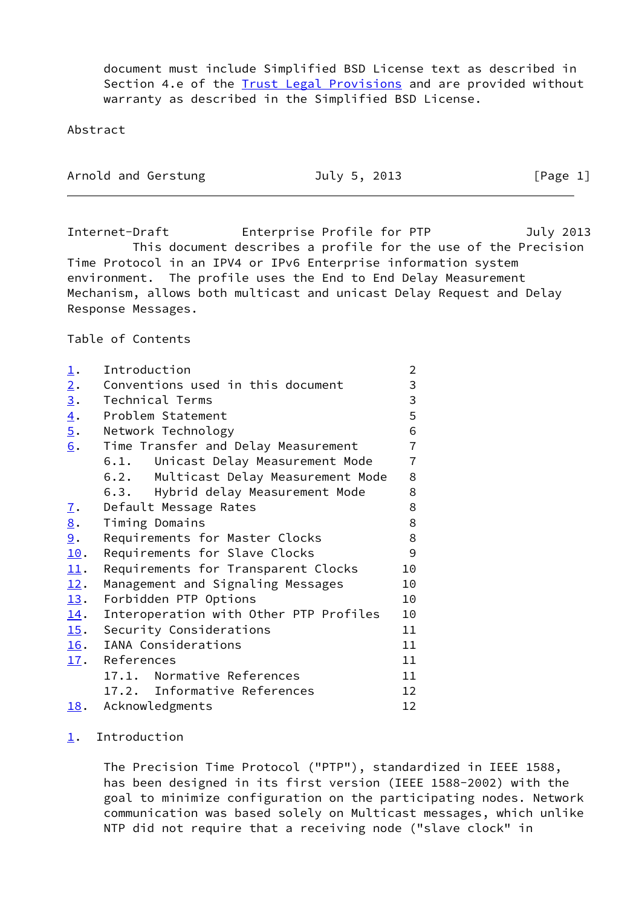document must include Simplified BSD License text as described in Section 4.e of the Trust Legal Provisions and are provided without warranty as described in the Simplified BSD License.

Abstract

This document describes a profile for the use of the Precision Time Protocol in an IPV4 or IPv6 Enterprise information system environment. The profile uses the End to End Delay Measurement Mechanism, allows both multicast and unicast Delay Request and Delay Response Messages.

Table of Contents

| | | |
|---|---|---|
| 1. | Introduction | 2 |
| 2. | Conventions used in this document | 3 |
| 3. | Technical Terms | 3 |
| 4. | Problem Statement | 5 |
| 5. | Network Technology | 6 |
| 6. | Time Transfer and Delay Measurement | 7 |
| | 6.1. Unicast Delay Measurement Mode | 7 |
| | 6.2. Multicast Delay Measurement Mode | 8 |
| | 6.3. Hybrid delay Measurement Mode | 8 |
| 7. | Default Message Rates | 8 |
| 8. | Timing Domains | 8 |
| 9. | Requirements for Master Clocks | 8 |
| 10. | Requirements for Slave Clocks | 9 |
| 11. | Requirements for Transparent Clocks | 10 |
| 12. | Management and Signaling Messages | 10 |
| 13. | Forbidden PTP Options | 10 |
| 14. | Interoperation with Other PTP Profiles | 10 |
| 15. | Security Considerations | 11 |
| 16. | IANA Considerations | 11 |
| 17. | References | 11 |
| | 17.1. Normative References | 11 |
| | 17.2. Informative References | 12 |
| 18. | Acknowledgments | 12 |

## 1. Introduction

The Precision Time Protocol ("PTP"), standardized in IEEE 1588, has been designed in its first version (IEEE 1588-2002) with the goal to minimize configuration on the participating nodes. Network communication was based solely on Multicast messages, which unlike NTP did not require that a receiving node ("slave clock" in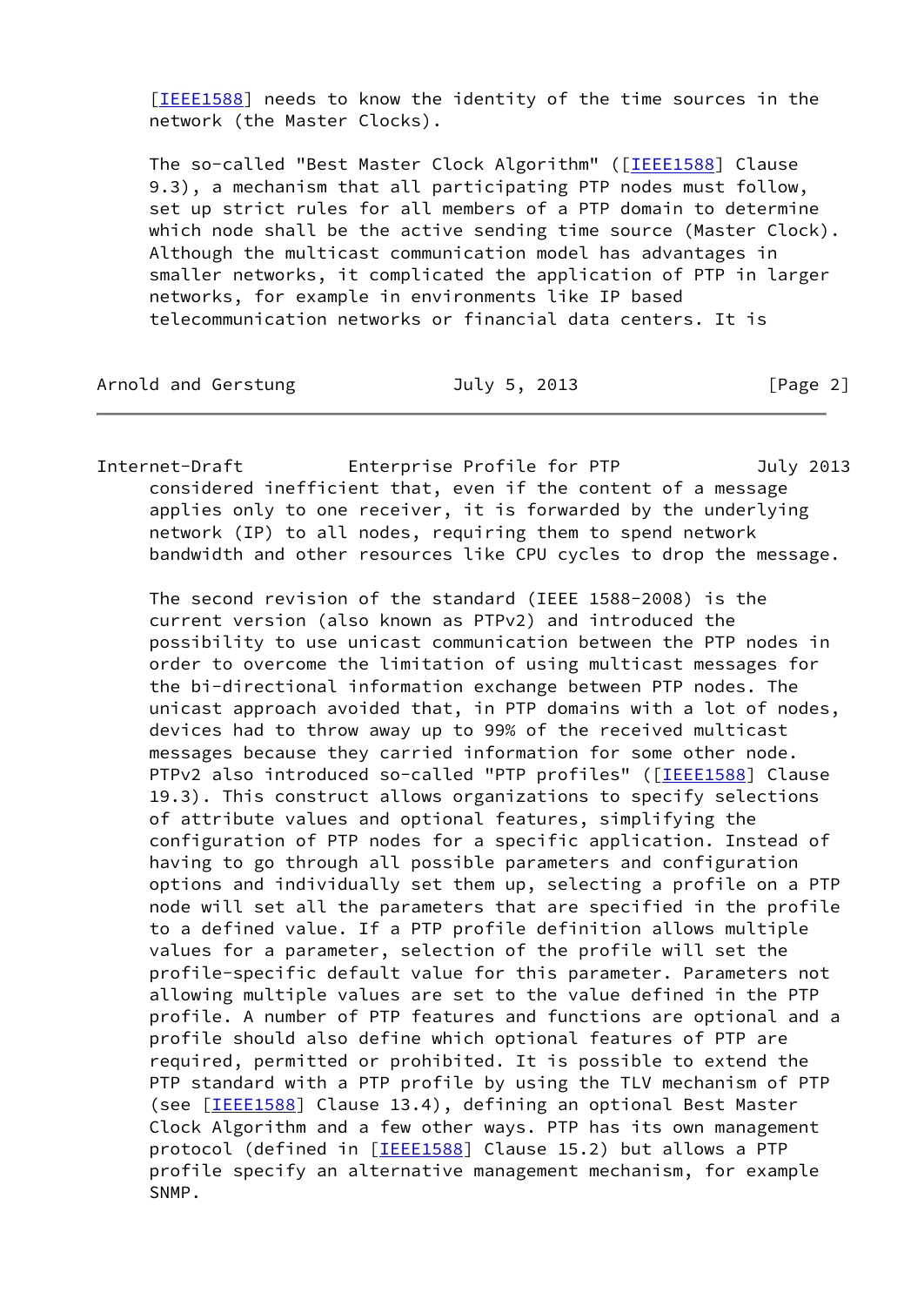[IEEE1588] needs to know the identity of the time sources in the network (the Master Clocks).

The so-called "Best Master Clock Algorithm" ([IEEE1588] Clause 9.3), a mechanism that all participating PTP nodes must follow, set up strict rules for all members of a PTP domain to determine which node shall be the active sending time source (Master Clock). Although the multicast communication model has advantages in smaller networks, it complicated the application of PTP in larger networks, for example in environments like IP based telecommunication networks or financial data centers. It is considered inefficient that, even if the content of a message applies only to one receiver, it is forwarded by the underlying network (IP) to all nodes, requiring them to spend network bandwidth and other resources like CPU cycles to drop the message.

The second revision of the standard (IEEE 1588-2008) is the current version (also known as PTPv2) and introduced the possibility to use unicast communication between the PTP nodes in order to overcome the limitation of using multicast messages for the bi-directional information exchange between PTP nodes. The unicast approach avoided that, in PTP domains with a lot of nodes, devices had to throw away up to 99% of the received multicast messages because they carried information for some other node. PTPv2 also introduced so-called "PTP profiles" ([IEEE1588] Clause 19.3). This construct allows organizations to specify selections of attribute values and optional features, simplifying the configuration of PTP nodes for a specific application. Instead of having to go through all possible parameters and configuration options and individually set them up, selecting a profile on a PTP node will set all the parameters that are specified in the profile to a defined value. If a PTP profile definition allows multiple values for a parameter, selection of the profile will set the profile-specific default value for this parameter. Parameters not allowing multiple values are set to the value defined in the PTP profile. A number of PTP features and functions are optional and a profile should also define which optional features of PTP are required, permitted or prohibited. It is possible to extend the PTP standard with a PTP profile by using the TLV mechanism of PTP (see [IEEE1588] Clause 13.4), defining an optional Best Master Clock Algorithm and a few other ways. PTP has its own management protocol (defined in [IEEE1588] Clause 15.2) but allows a PTP profile specify an alternative management mechanism, for example SNMP.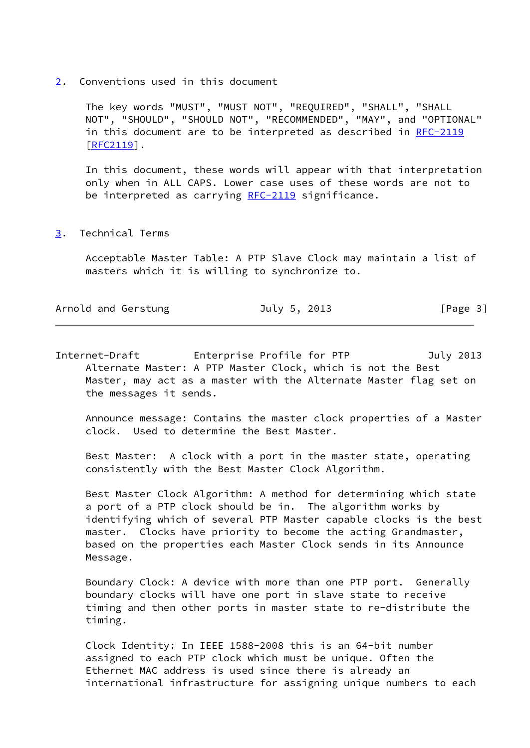## 2. Conventions used in this document

The key words "MUST", "MUST NOT", "REQUIRED", "SHALL", "SHALL NOT", "SHOULD", "SHOULD NOT", "RECOMMENDED", "MAY", and "OPTIONAL" in this document are to be interpreted as described in RFC-2119 [RFC2119].

In this document, these words will appear with that interpretation only when in ALL CAPS. Lower case uses of these words are not to be interpreted as carrying RFC-2119 significance.

## 3. Technical Terms

Acceptable Master Table: A PTP Slave Clock may maintain a list of masters which it is willing to synchronize to.

Alternate Master: A PTP Master Clock, which is not the Best Master, may act as a master with the Alternate Master flag set on the messages it sends.

Announce message: Contains the master clock properties of a Master clock. Used to determine the Best Master.

Best Master: A clock with a port in the master state, operating consistently with the Best Master Clock Algorithm.

Best Master Clock Algorithm: A method for determining which state a port of a PTP clock should be in. The algorithm works by identifying which of several PTP Master capable clocks is the best master. Clocks have priority to become the acting Grandmaster, based on the properties each Master Clock sends in its Announce Message.

Boundary Clock: A device with more than one PTP port. Generally boundary clocks will have one port in slave state to receive timing and then other ports in master state to re-distribute the timing.

Clock Identity: In IEEE 1588-2008 this is an 64-bit number assigned to each PTP clock which must be unique. Often the Ethernet MAC address is used since there is already an international infrastructure for assigning unique numbers to each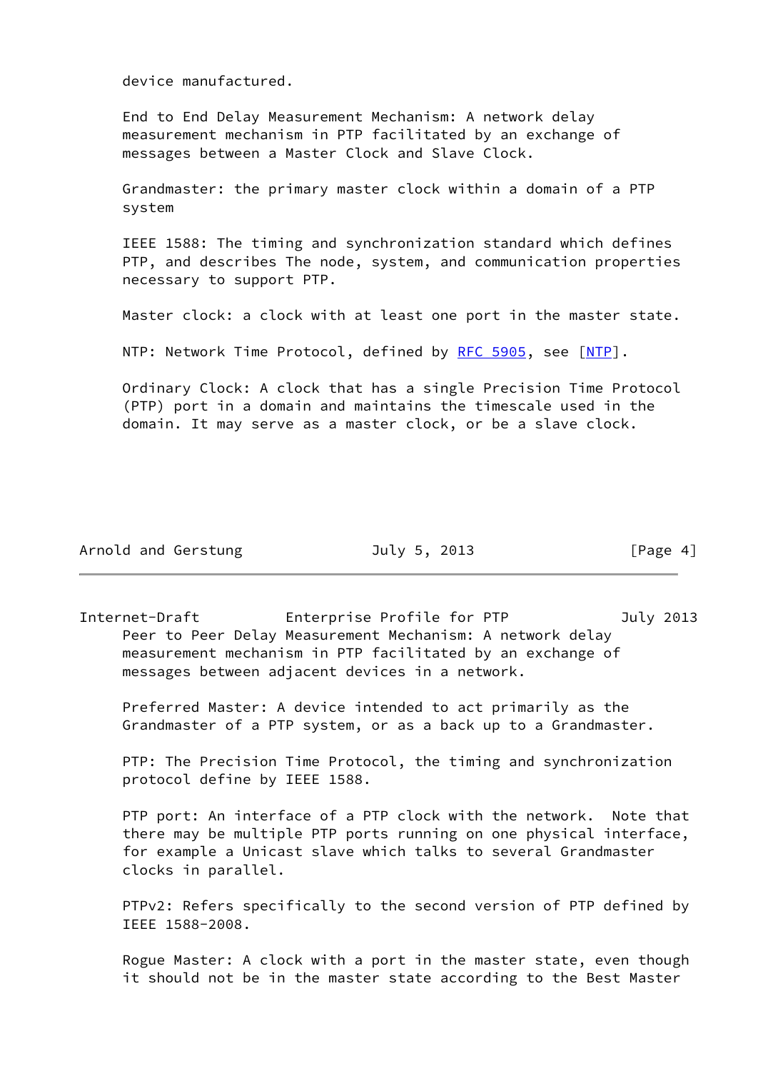device manufactured.

End to End Delay Measurement Mechanism: A network delay measurement mechanism in PTP facilitated by an exchange of messages between a Master Clock and Slave Clock.

Grandmaster: the primary master clock within a domain of a PTP system

IEEE 1588: The timing and synchronization standard which defines PTP, and describes The node, system, and communication properties necessary to support PTP.

Master clock: a clock with at least one port in the master state.

NTP: Network Time Protocol, defined by RFC 5905, see [NTP].

Ordinary Clock: A clock that has a single Precision Time Protocol (PTP) port in a domain and maintains the timescale used in the domain. It may serve as a master clock, or be a slave clock.

Peer to Peer Delay Measurement Mechanism: A network delay measurement mechanism in PTP facilitated by an exchange of messages between adjacent devices in a network.

Preferred Master: A device intended to act primarily as the Grandmaster of a PTP system, or as a back up to a Grandmaster.

PTP: The Precision Time Protocol, the timing and synchronization protocol define by IEEE 1588.

PTP port: An interface of a PTP clock with the network. Note that there may be multiple PTP ports running on one physical interface, for example a Unicast slave which talks to several Grandmaster clocks in parallel.

PTPv2: Refers specifically to the second version of PTP defined by IEEE 1588-2008.

Rogue Master: A clock with a port in the master state, even though it should not be in the master state according to the Best Master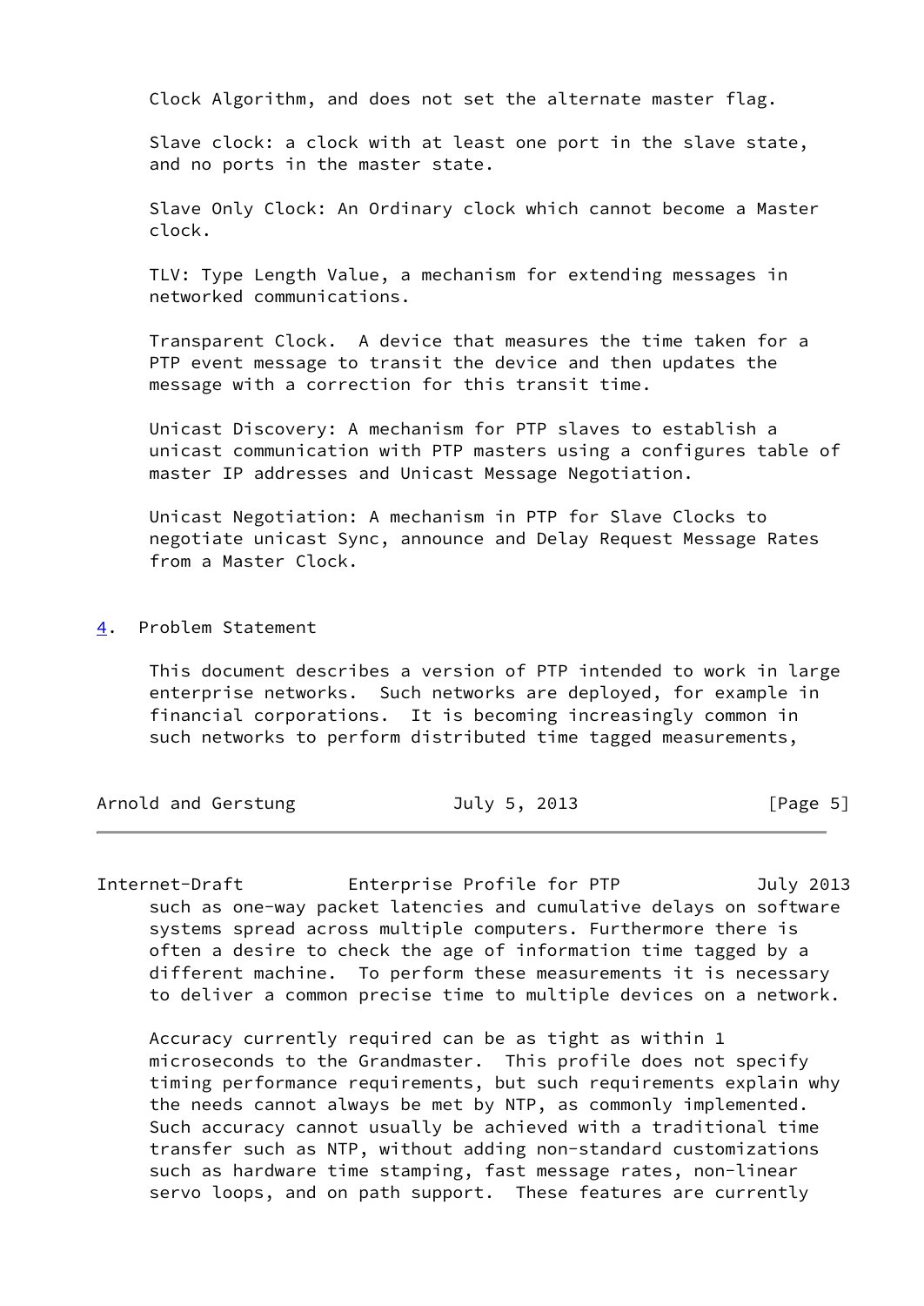Clock Algorithm, and does not set the alternate master flag.

Slave clock: a clock with at least one port in the slave state, and no ports in the master state.

Slave Only Clock: An Ordinary clock which cannot become a Master clock.

TLV: Type Length Value, a mechanism for extending messages in networked communications.

Transparent Clock. A device that measures the time taken for a PTP event message to transit the device and then updates the message with a correction for this transit time.

Unicast Discovery: A mechanism for PTP slaves to establish a unicast communication with PTP masters using a configures table of master IP addresses and Unicast Message Negotiation.

Unicast Negotiation: A mechanism in PTP for Slave Clocks to negotiate unicast Sync, announce and Delay Request Message Rates from a Master Clock.

## 4. Problem Statement

This document describes a version of PTP intended to work in large enterprise networks. Such networks are deployed, for example in financial corporations. It is becoming increasingly common in such networks to perform distributed time tagged measurements, such as one-way packet latencies and cumulative delays on software systems spread across multiple computers. Furthermore there is often a desire to check the age of information time tagged by a different machine. To perform these measurements it is necessary to deliver a common precise time to multiple devices on a network.

Accuracy currently required can be as tight as within 1 microseconds to the Grandmaster. This profile does not specify timing performance requirements, but such requirements explain why the needs cannot always be met by NTP, as commonly implemented. Such accuracy cannot usually be achieved with a traditional time transfer such as NTP, without adding non-standard customizations such as hardware time stamping, fast message rates, non-linear servo loops, and on path support. These features are currently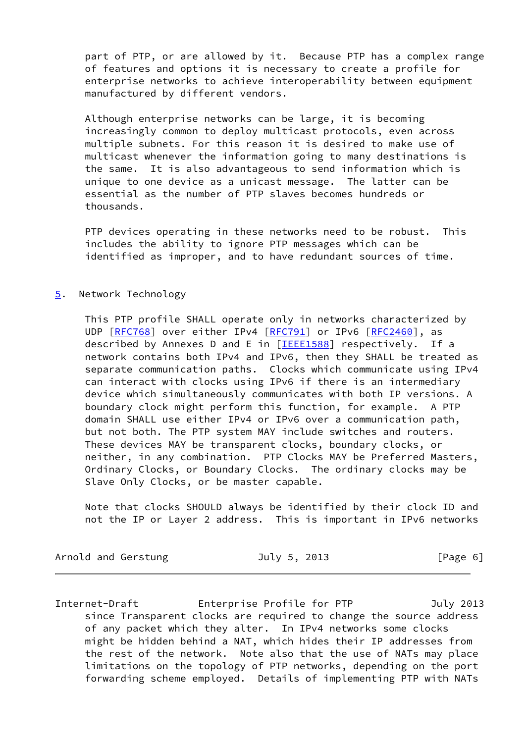part of PTP, or are allowed by it. Because PTP has a complex range of features and options it is necessary to create a profile for enterprise networks to achieve interoperability between equipment manufactured by different vendors.

Although enterprise networks can be large, it is becoming increasingly common to deploy multicast protocols, even across multiple subnets. For this reason it is desired to make use of multicast whenever the information going to many destinations is the same. It is also advantageous to send information which is unique to one device as a unicast message. The latter can be essential as the number of PTP slaves becomes hundreds or thousands.

PTP devices operating in these networks need to be robust. This includes the ability to ignore PTP messages which can be identified as improper, and to have redundant sources of time.

## 5. Network Technology

This PTP profile SHALL operate only in networks characterized by UDP [RFC768] over either IPv4 [RFC791] or IPv6 [RFC2460], as described by Annexes D and E in [IEEE1588] respectively. If a network contains both IPv4 and IPv6, then they SHALL be treated as separate communication paths. Clocks which communicate using IPv4 can interact with clocks using IPv6 if there is an intermediary device which simultaneously communicates with both IP versions. A boundary clock might perform this function, for example. A PTP domain SHALL use either IPv4 or IPv6 over a communication path, but not both. The PTP system MAY include switches and routers. These devices MAY be transparent clocks, boundary clocks, or neither, in any combination. PTP Clocks MAY be Preferred Masters, Ordinary Clocks, or Boundary Clocks. The ordinary clocks may be Slave Only Clocks, or be master capable.

Note that clocks SHOULD always be identified by their clock ID and not the IP or Layer 2 address. This is important in IPv6 networks since Transparent clocks are required to change the source address of any packet which they alter. In IPv4 networks some clocks might be hidden behind a NAT, which hides their IP addresses from the rest of the network. Note also that the use of NATs may place limitations on the topology of PTP networks, depending on the port forwarding scheme employed. Details of implementing PTP with NATs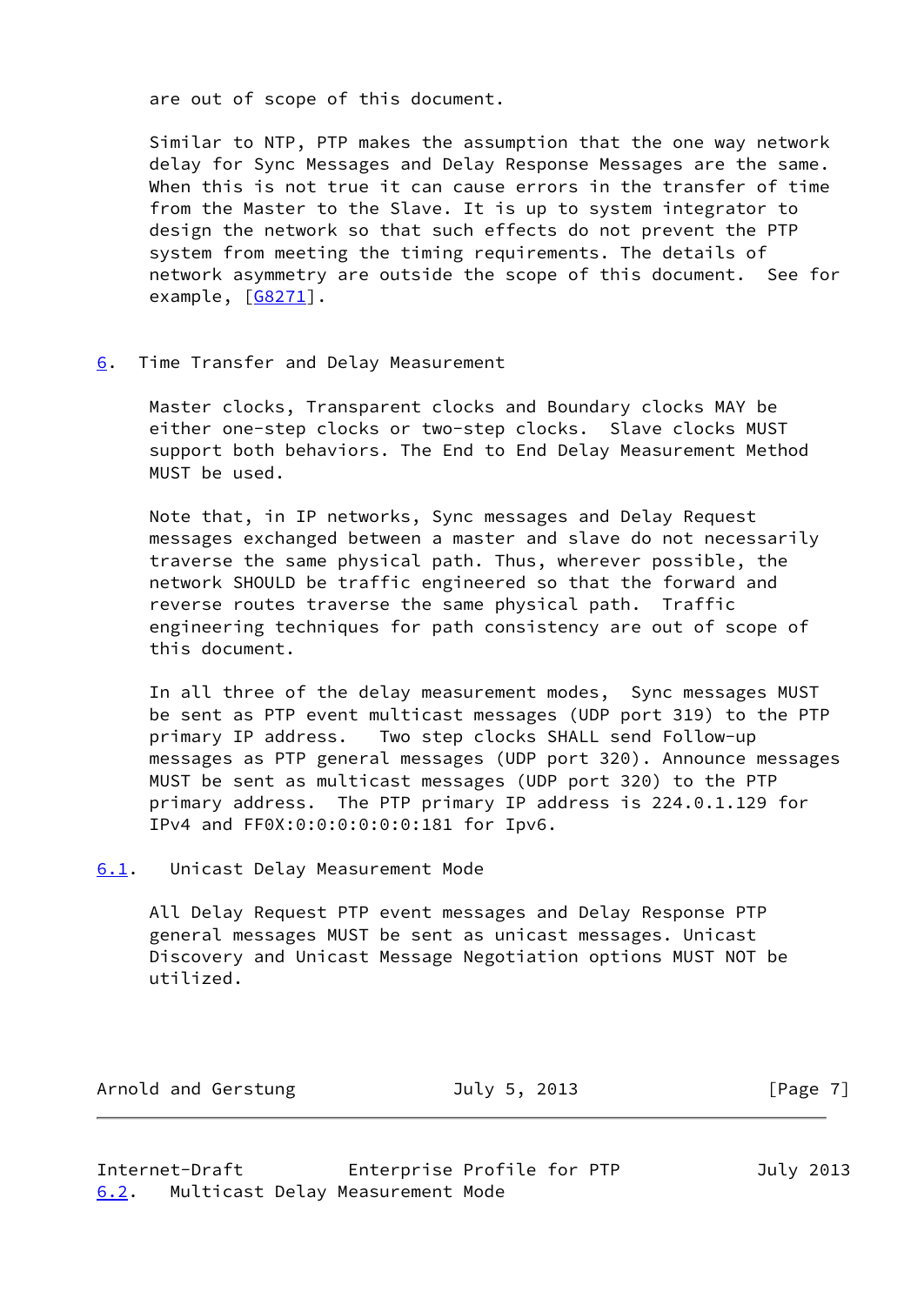are out of scope of this document.

Similar to NTP, PTP makes the assumption that the one way network delay for Sync Messages and Delay Response Messages are the same. When this is not true it can cause errors in the transfer of time from the Master to the Slave. It is up to system integrator to design the network so that such effects do not prevent the PTP system from meeting the timing requirements. The details of network asymmetry are outside the scope of this document. See for example, [G8271].

## 6. Time Transfer and Delay Measurement

Master clocks, Transparent clocks and Boundary clocks MAY be either one-step clocks or two-step clocks. Slave clocks MUST support both behaviors. The End to End Delay Measurement Method MUST be used.

Note that, in IP networks, Sync messages and Delay Request messages exchanged between a master and slave do not necessarily traverse the same physical path. Thus, wherever possible, the network SHOULD be traffic engineered so that the forward and reverse routes traverse the same physical path. Traffic engineering techniques for path consistency are out of scope of this document.

In all three of the delay measurement modes, Sync messages MUST be sent as PTP event multicast messages (UDP port 319) to the PTP primary IP address. Two step clocks SHALL send Follow-up messages as PTP general messages (UDP port 320). Announce messages MUST be sent as multicast messages (UDP port 320) to the PTP primary address. The PTP primary IP address is 224.0.1.129 for IPv4 and FF0X:0:0:0:0:0:0:181 for Ipv6.

### 6.1. Unicast Delay Measurement Mode

All Delay Request PTP event messages and Delay Response PTP general messages MUST be sent as unicast messages. Unicast Discovery and Unicast Message Negotiation options MUST NOT be utilized.

### 6.2. Multicast Delay Measurement Mode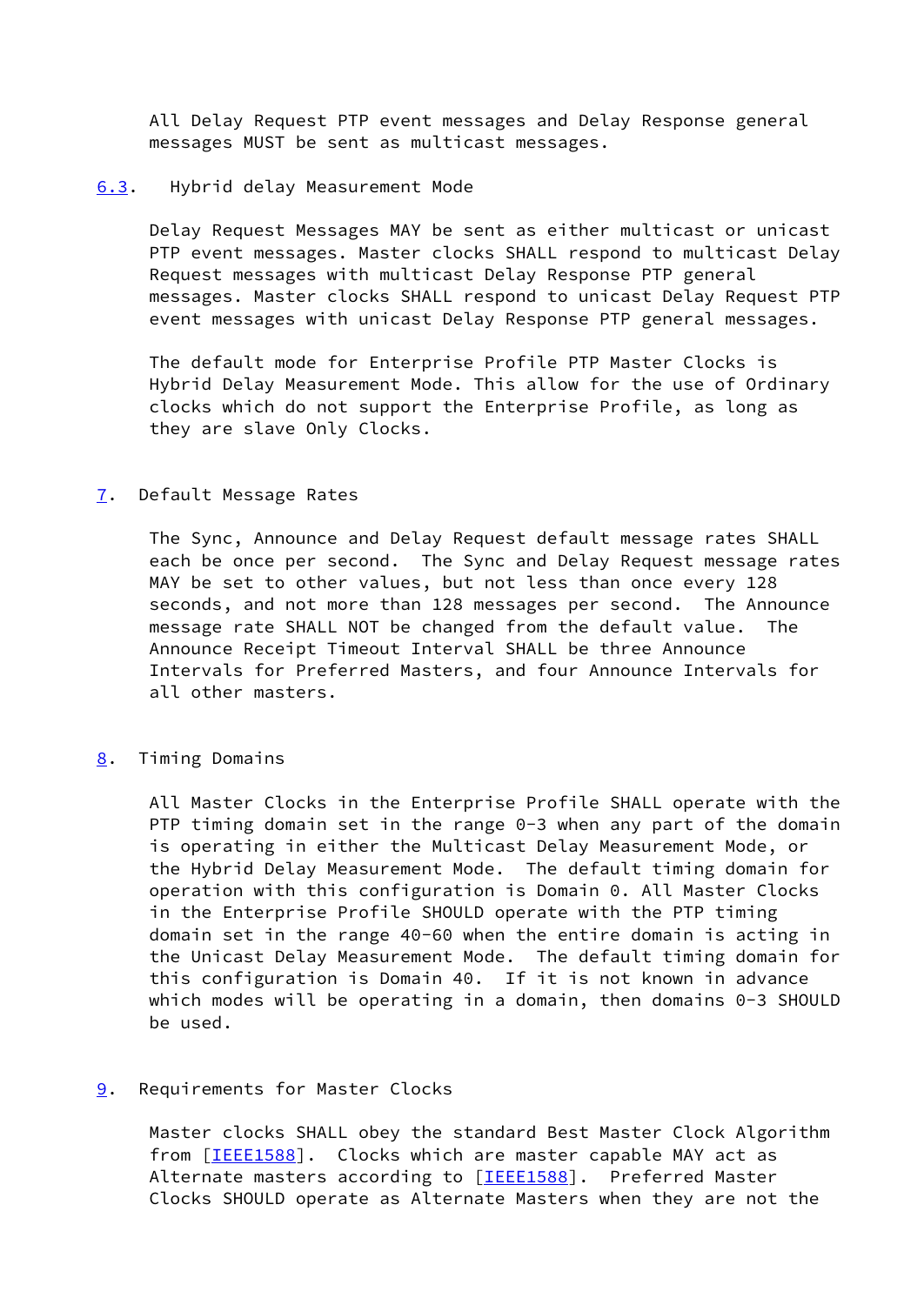All Delay Request PTP event messages and Delay Response general messages MUST be sent as multicast messages.

### 6.3. Hybrid delay Measurement Mode

Delay Request Messages MAY be sent as either multicast or unicast PTP event messages. Master clocks SHALL respond to multicast Delay Request messages with multicast Delay Response PTP general messages. Master clocks SHALL respond to unicast Delay Request PTP event messages with unicast Delay Response PTP general messages.

The default mode for Enterprise Profile PTP Master Clocks is Hybrid Delay Measurement Mode. This allow for the use of Ordinary clocks which do not support the Enterprise Profile, as long as they are slave Only Clocks.

## 7. Default Message Rates

The Sync, Announce and Delay Request default message rates SHALL each be once per second. The Sync and Delay Request message rates MAY be set to other values, but not less than once every 128 seconds, and not more than 128 messages per second. The Announce message rate SHALL NOT be changed from the default value. The Announce Receipt Timeout Interval SHALL be three Announce Intervals for Preferred Masters, and four Announce Intervals for all other masters.

## 8. Timing Domains

All Master Clocks in the Enterprise Profile SHALL operate with the PTP timing domain set in the range 0-3 when any part of the domain is operating in either the Multicast Delay Measurement Mode, or the Hybrid Delay Measurement Mode. The default timing domain for operation with this configuration is Domain 0. All Master Clocks in the Enterprise Profile SHOULD operate with the PTP timing domain set in the range 40-60 when the entire domain is acting in the Unicast Delay Measurement Mode. The default timing domain for this configuration is Domain 40. If it is not known in advance which modes will be operating in a domain, then domains 0-3 SHOULD be used.

## 9. Requirements for Master Clocks

Master clocks SHALL obey the standard Best Master Clock Algorithm from [IEEE1588]. Clocks which are master capable MAY act as Alternate masters according to [IEEE1588]. Preferred Master Clocks SHOULD operate as Alternate Masters when they are not the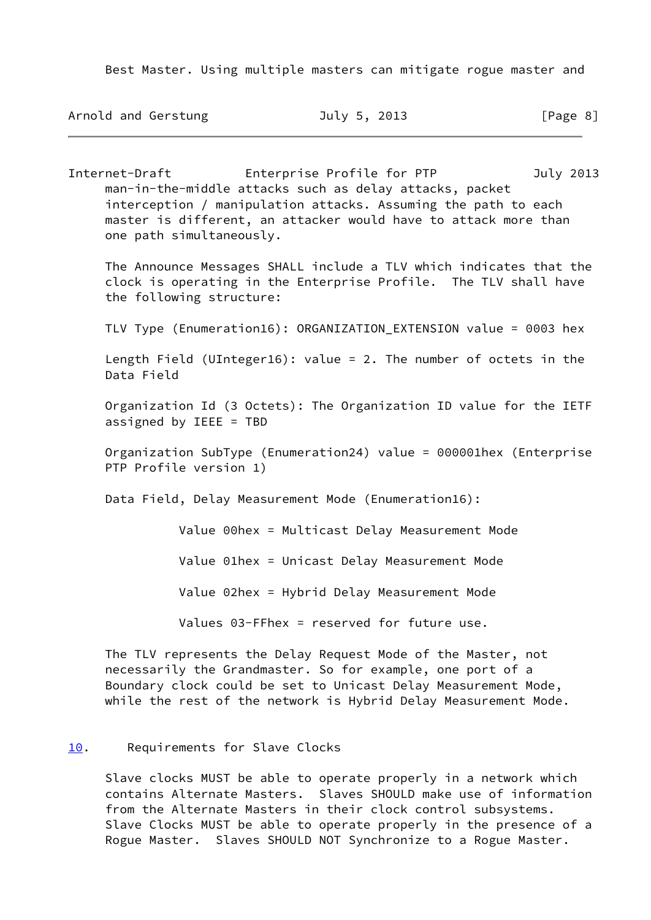Best Master. Using multiple masters can mitigate rogue master and man-in-the-middle attacks such as delay attacks, packet interception / manipulation attacks. Assuming the path to each master is different, an attacker would have to attack more than one path simultaneously.

The Announce Messages SHALL include a TLV which indicates that the clock is operating in the Enterprise Profile. The TLV shall have the following structure:

TLV Type (Enumeration16): ORGANIZATION_EXTENSION value = 0003 hex

Length Field (UInteger16): value = 2. The number of octets in the Data Field

Organization Id (3 Octets): The Organization ID value for the IETF assigned by IEEE = TBD

Organization SubType (Enumeration24) value = 000001hex (Enterprise PTP Profile version 1)

Data Field, Delay Measurement Mode (Enumeration16):

- Value 00hex = Multicast Delay Measurement Mode
- Value 01hex = Unicast Delay Measurement Mode
- Value 02hex = Hybrid Delay Measurement Mode
- Values 03-FFhex = reserved for future use.

The TLV represents the Delay Request Mode of the Master, not necessarily the Grandmaster. So for example, one port of a Boundary clock could be set to Unicast Delay Measurement Mode, while the rest of the network is Hybrid Delay Measurement Mode.

## 10. Requirements for Slave Clocks

Slave clocks MUST be able to operate properly in a network which contains Alternate Masters. Slaves SHOULD make use of information from the Alternate Masters in their clock control subsystems. Slave Clocks MUST be able to operate properly in the presence of a Rogue Master. Slaves SHOULD NOT Synchronize to a Rogue Master.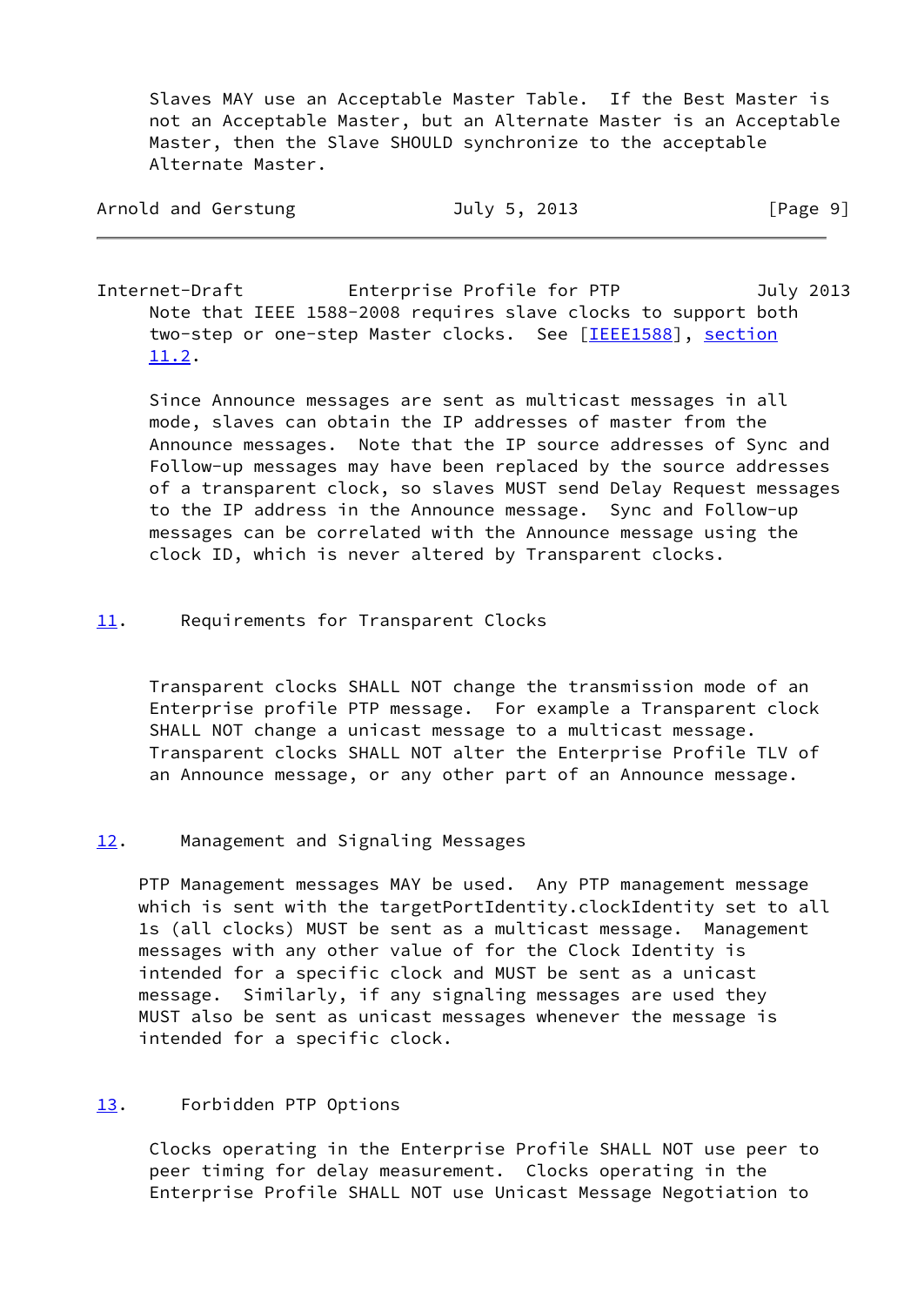Slaves MAY use an Acceptable Master Table. If the Best Master is not an Acceptable Master, but an Alternate Master is an Acceptable Master, then the Slave SHOULD synchronize to the acceptable Alternate Master.

Note that IEEE 1588-2008 requires slave clocks to support both two-step or one-step Master clocks. See [IEEE1588], section 11.2.

Since Announce messages are sent as multicast messages in all mode, slaves can obtain the IP addresses of master from the Announce messages. Note that the IP source addresses of Sync and Follow-up messages may have been replaced by the source addresses of a transparent clock, so slaves MUST send Delay Request messages to the IP address in the Announce message. Sync and Follow-up messages can be correlated with the Announce message using the clock ID, which is never altered by Transparent clocks.

## 11. Requirements for Transparent Clocks

Transparent clocks SHALL NOT change the transmission mode of an Enterprise profile PTP message. For example a Transparent clock SHALL NOT change a unicast message to a multicast message. Transparent clocks SHALL NOT alter the Enterprise Profile TLV of an Announce message, or any other part of an Announce message.

## 12. Management and Signaling Messages

PTP Management messages MAY be used. Any PTP management message which is sent with the targetPortIdentity.clockIdentity set to all 1s (all clocks) MUST be sent as a multicast message. Management messages with any other value of for the Clock Identity is intended for a specific clock and MUST be sent as a unicast message. Similarly, if any signaling messages are used they MUST also be sent as unicast messages whenever the message is intended for a specific clock.

## 13. Forbidden PTP Options

Clocks operating in the Enterprise Profile SHALL NOT use peer to peer timing for delay measurement. Clocks operating in the Enterprise Profile SHALL NOT use Unicast Message Negotiation to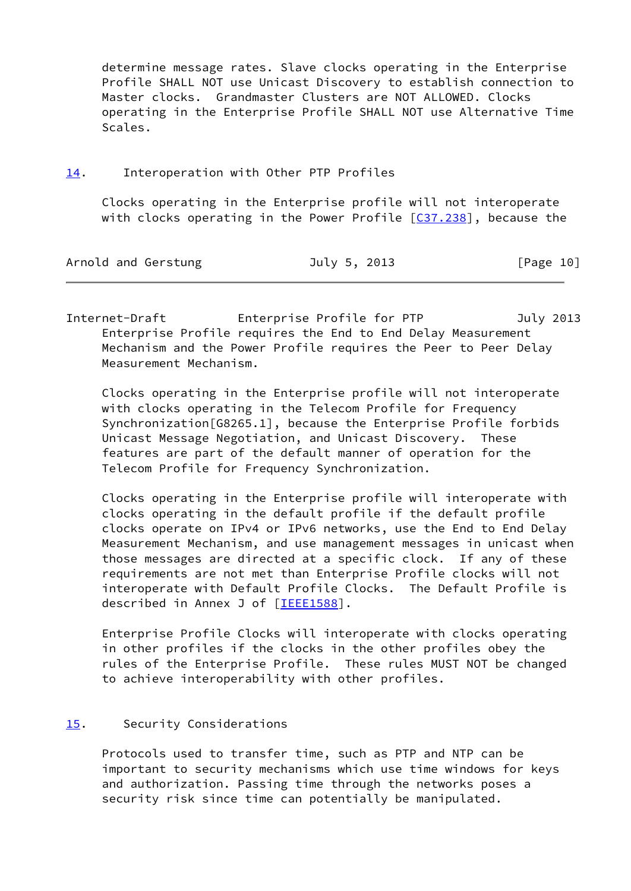determine message rates. Slave clocks operating in the Enterprise Profile SHALL NOT use Unicast Discovery to establish connection to Master clocks. Grandmaster Clusters are NOT ALLOWED. Clocks operating in the Enterprise Profile SHALL NOT use Alternative Time Scales.

## 14. Interoperation with Other PTP Profiles

Clocks operating in the Enterprise profile will not interoperate with clocks operating in the Power Profile [C37.238], because the Enterprise Profile requires the End to End Delay Measurement Mechanism and the Power Profile requires the Peer to Peer Delay Measurement Mechanism.

Clocks operating in the Enterprise profile will not interoperate with clocks operating in the Telecom Profile for Frequency Synchronization[G8265.1], because the Enterprise Profile forbids Unicast Message Negotiation, and Unicast Discovery. These features are part of the default manner of operation for the Telecom Profile for Frequency Synchronization.

Clocks operating in the Enterprise profile will interoperate with clocks operating in the default profile if the default profile clocks operate on IPv4 or IPv6 networks, use the End to End Delay Measurement Mechanism, and use management messages in unicast when those messages are directed at a specific clock. If any of these requirements are not met than Enterprise Profile clocks will not interoperate with Default Profile Clocks. The Default Profile is described in Annex J of [IEEE1588].

Enterprise Profile Clocks will interoperate with clocks operating in other profiles if the clocks in the other profiles obey the rules of the Enterprise Profile. These rules MUST NOT be changed to achieve interoperability with other profiles.

## 15. Security Considerations

Protocols used to transfer time, such as PTP and NTP can be important to security mechanisms which use time windows for keys and authorization. Passing time through the networks poses a security risk since time can potentially be manipulated.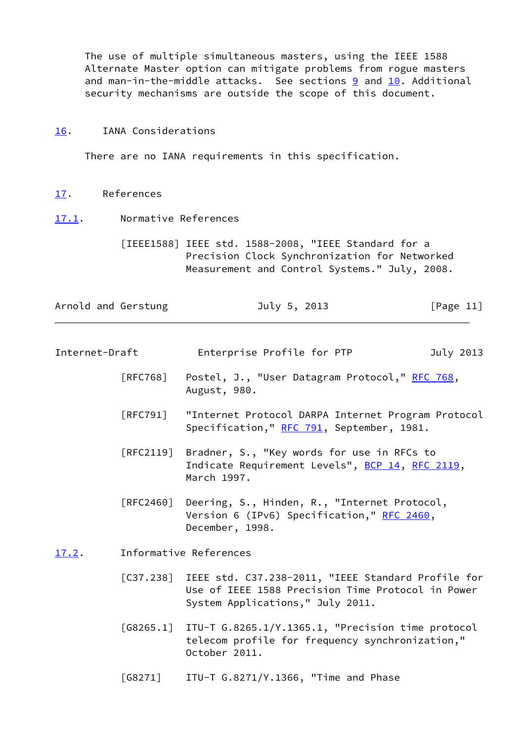The use of multiple simultaneous masters, using the IEEE 1588 Alternate Master option can mitigate problems from rogue masters and man-in-the-middle attacks. See sections 9 and 10. Additional security mechanisms are outside the scope of this document.

## 16. IANA Considerations

There are no IANA requirements in this specification.

## 17. References

### 17.1. Normative References

[IEEE1588] IEEE std. 1588-2008, "IEEE Standard for a Precision Clock Synchronization for Networked Measurement and Control Systems." July, 2008.

[RFC768] Postel, J., "User Datagram Protocol," RFC 768, August, 980.

[RFC791] "Internet Protocol DARPA Internet Program Protocol Specification," RFC 791, September, 1981.

[RFC2119] Bradner, S., "Key words for use in RFCs to Indicate Requirement Levels", BCP 14, RFC 2119, March 1997.

[RFC2460] Deering, S., Hinden, R., "Internet Protocol, Version 6 (IPv6) Specification," RFC 2460, December, 1998.

### 17.2. Informative References

[C37.238] IEEE std. C37.238-2011, "IEEE Standard Profile for Use of IEEE 1588 Precision Time Protocol in Power System Applications," July 2011.

[G8265.1] ITU-T G.8265.1/Y.1365.1, "Precision time protocol telecom profile for frequency synchronization," October 2011.

[G8271] ITU-T G.8271/Y.1366, "Time and Phase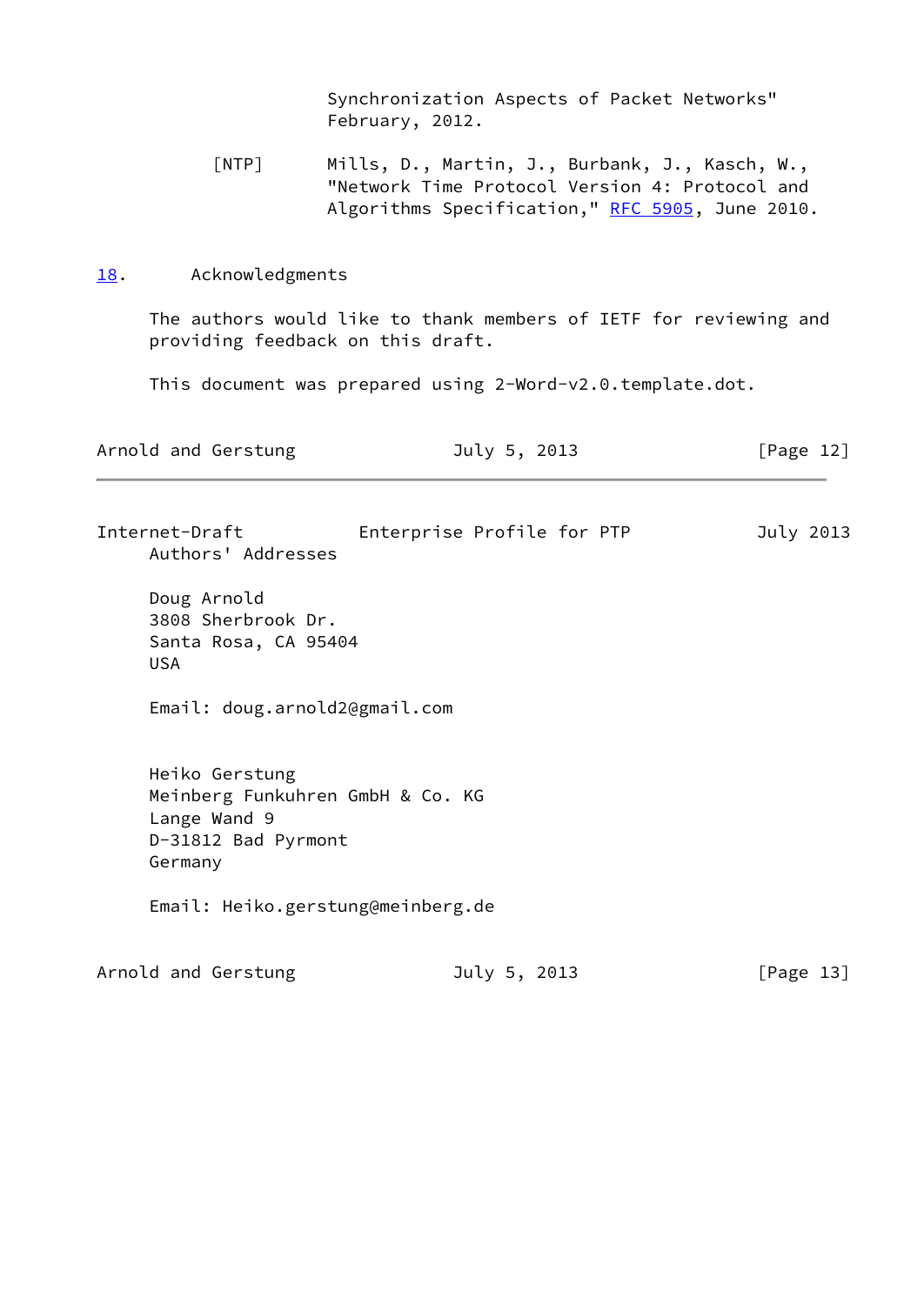Synchronization Aspects of Packet Networks"
February, 2012.

[NTP] Mills, D., Martin, J., Burbank, J., Kasch, W., "Network Time Protocol Version 4: Protocol and Algorithms Specification," RFC 5905, June 2010.

## 18. Acknowledgments

The authors would like to thank members of IETF for reviewing and providing feedback on this draft.

This document was prepared using 2-Word-v2.0.template.dot.

## Authors' Addresses

Doug Arnold
3808 Sherbrook Dr.
Santa Rosa, CA 95404
USA

Email: doug.arnold2@gmail.com

Heiko Gerstung
Meinberg Funkuhren GmbH & Co. KG
Lange Wand 9
D-31812 Bad Pyrmont
Germany

Email: Heiko.gerstung@meinberg.de